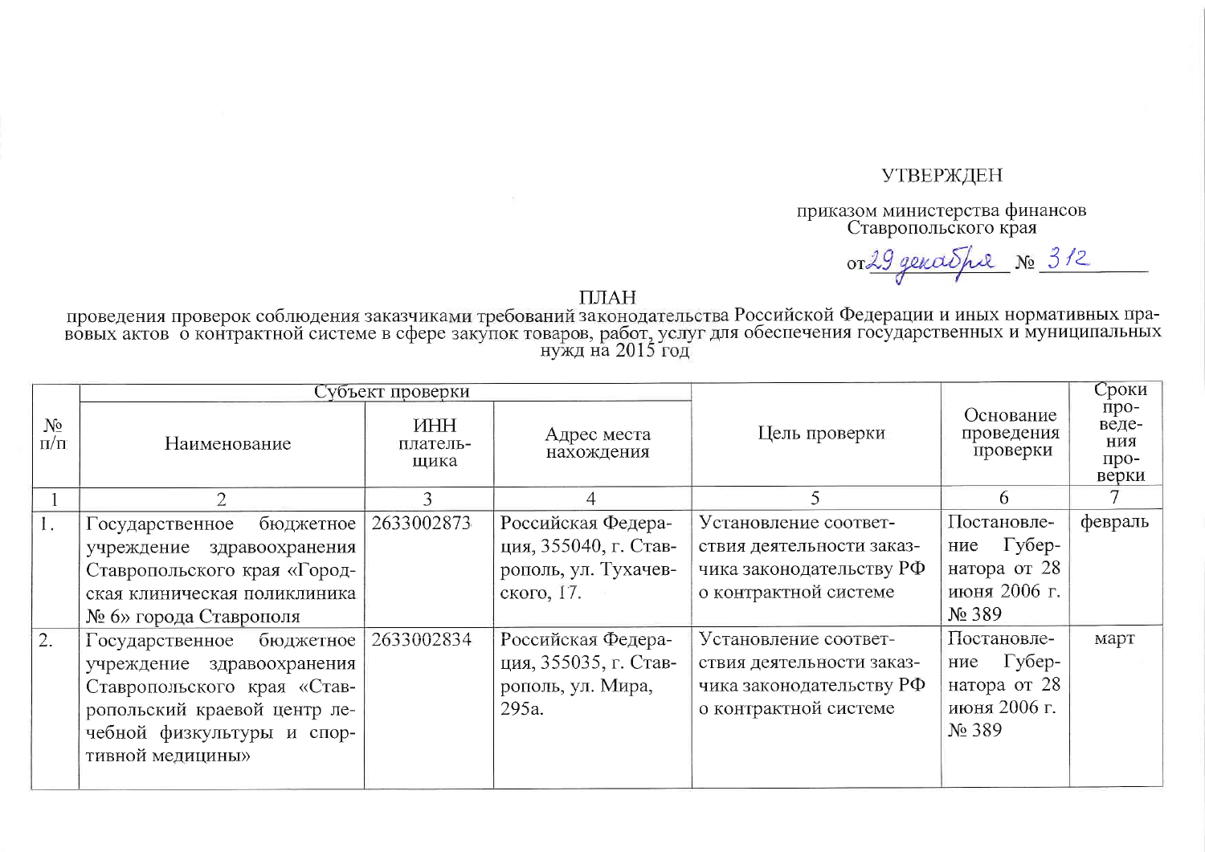УТВЕРЖДЕН

приказом министерства финансов Ставропольского края

от 29 декабря № 312

ПЛАН

проведения проверок соблюдения заказчиками требований законодательства Российской Федерации и иных нормативных правовых актов о контрактной системе в сфере закупок товаров, работ, услуг для обеспечения государственных и муниципальных нужд на 2015 год

| № п/п | Субъект проверки | | | Цель проверки | Основание проведения проверки | Сроки проведения проверки |
|---|---|---|---|---|---|---|
| | Наименование | ИНН плательщика | Адрес места нахождения | | | |
| 1 | 2 | 3 | 4 | 5 | 6 | 7 |
| 1. | Государственное бюджетное учреждение здравоохранения Ставропольского края «Городская клиническая поликлиника № 6» города Ставрополя | 2633002873 | Российская Федерация, 355040, г. Ставрополь, ул. Тухачевского, 17. | Установление соответствия деятельности заказчика законодательству РФ о контрактной системе | Постановление Губернатора от 28 июня 2006 г. № 389 | февраль |
| 2. | Государственное бюджетное учреждение здравоохранения Ставропольского края «Ставропольский краевой центр лечебной физкультуры и спортивной медицины» | 2633002834 | Российская Федерация, 355035, г. Ставрополь, ул. Мира, 295а. | Установление соответствия деятельности заказчика законодательству РФ о контрактной системе | Постановление Губернатора от 28 июня 2006 г. № 389 | март |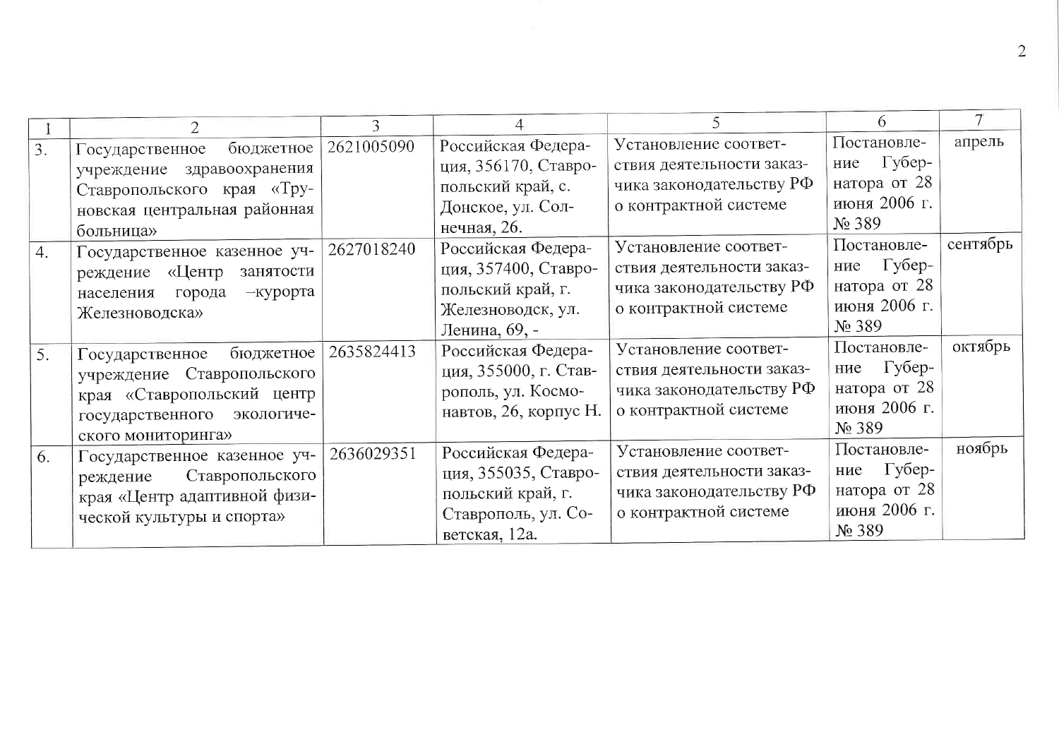| 1 | 2 | 3 | 4 | 5 | 6 | 7 |
|---|---|---|---|---|---|---|
| 3. | Государственное бюджетное учреждение здравоохранения Ставропольского края «Труновская центральная районная больница» | 2621005090 | Российская Федерация, 356170, Ставропольский край, с. Донское, ул. Солнечная, 26. | Установление соответствия деятельности заказчика законодательству РФ о контрактной системе | Постановление Губернатора от 28 июня 2006 г. № 389 | апрель |
| 4. | Государственное казенное учреждение «Центр занятости населения города –курорта Железноводска» | 2627018240 | Российская Федерация, 357400, Ставропольский край, г. Железноводск, ул. Ленина, 69, - | Установление соответствия деятельности заказчика законодательству РФ о контрактной системе | Постановление Губернатора от 28 июня 2006 г. № 389 | сентябрь |
| 5. | Государственное бюджетное учреждение Ставропольского края «Ставропольский центр государственного экологического мониторинга» | 2635824413 | Российская Федерация, 355000, г. Ставрополь, ул. Космонавтов, 26, корпус Н. | Установление соответствия деятельности заказчика законодательству РФ о контрактной системе | Постановление Губернатора от 28 июня 2006 г. № 389 | октябрь |
| 6. | Государственное казенное учреждение Ставропольского края «Центр адаптивной физической культуры и спорта» | 2636029351 | Российская Федерация, 355035, Ставропольский край, г. Ставрополь, ул. Советская, 12а. | Установление соответствия деятельности заказчика законодательству РФ о контрактной системе | Постановление Губернатора от 28 июня 2006 г. № 389 | ноябрь |